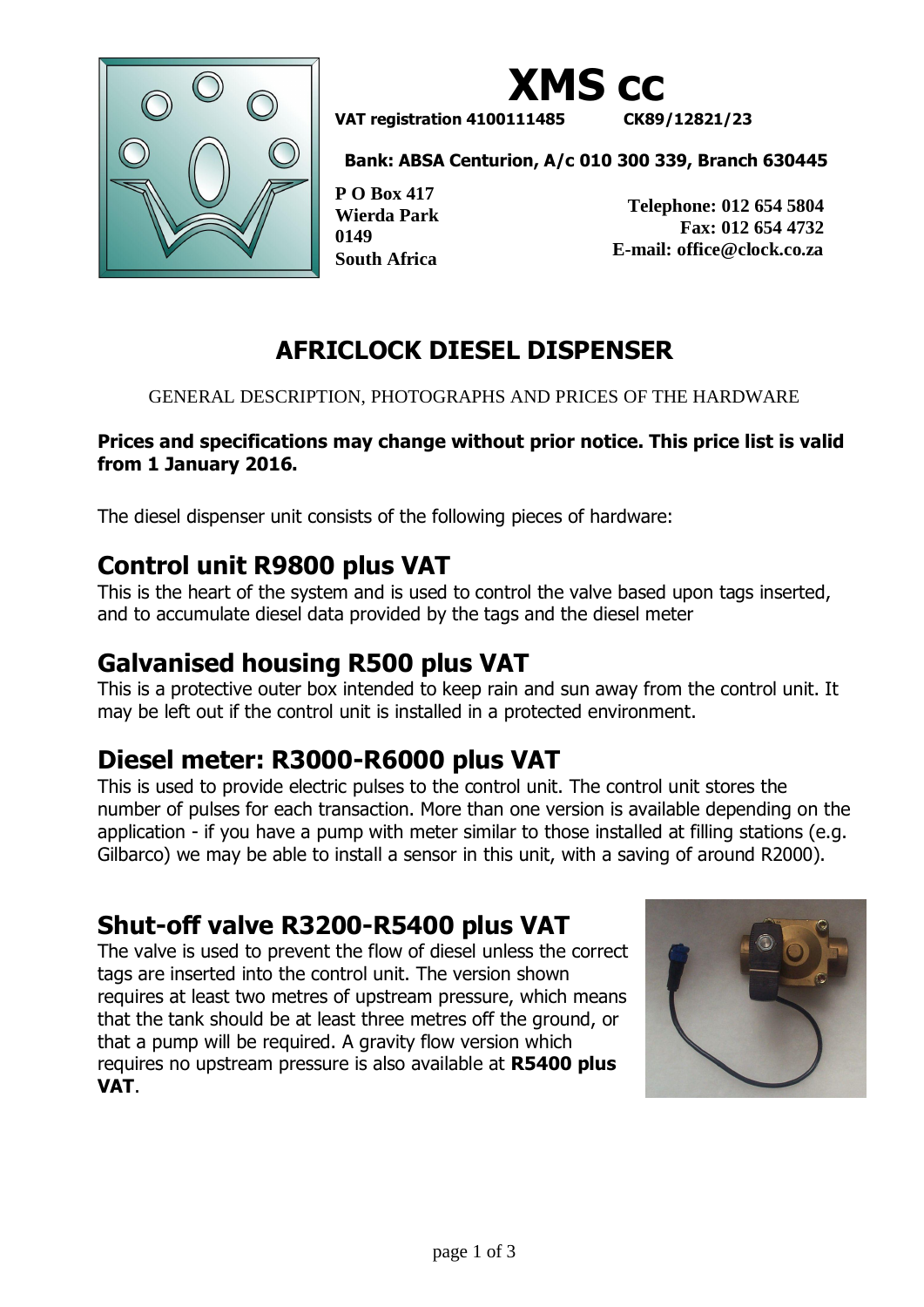# XMS cc

**VAT registration 4100111485 CK89/12821/23**

**Bank: ABSA Centurion, A/c 010 300 339, Branch 630445**

**P O Box 417**
**Wierda Park**
**0149**
**South Africa**

**Telephone: 012 654 5804**
**Fax: 012 654 4732**
**E-mail: office@clock.co.za**

# AFRICLOCK DIESEL DISPENSER

GENERAL DESCRIPTION, PHOTOGRAPHS AND PRICES OF THE HARDWARE

**Prices and specifications may change without prior notice. This price list is valid from 1 January 2016.**

The diesel dispenser unit consists of the following pieces of hardware:

## Control unit R9800 plus VAT

This is the heart of the system and is used to control the valve based upon tags inserted, and to accumulate diesel data provided by the tags and the diesel meter

## Galvanised housing R500 plus VAT

This is a protective outer box intended to keep rain and sun away from the control unit. It may be left out if the control unit is installed in a protected environment.

## Diesel meter: R3000-R6000 plus VAT

This is used to provide electric pulses to the control unit. The control unit stores the number of pulses for each transaction. More than one version is available depending on the application - if you have a pump with meter similar to those installed at filling stations (e.g. Gilbarco) we may be able to install a sensor in this unit, with a saving of around R2000).

## Shut-off valve R3200-R5400 plus VAT

The valve is used to prevent the flow of diesel unless the correct tags are inserted into the control unit. The version shown requires at least two metres of upstream pressure, which means that the tank should be at least three metres off the ground, or that a pump will be required. A gravity flow version which requires no upstream pressure is also available at **R5400 plus VAT**.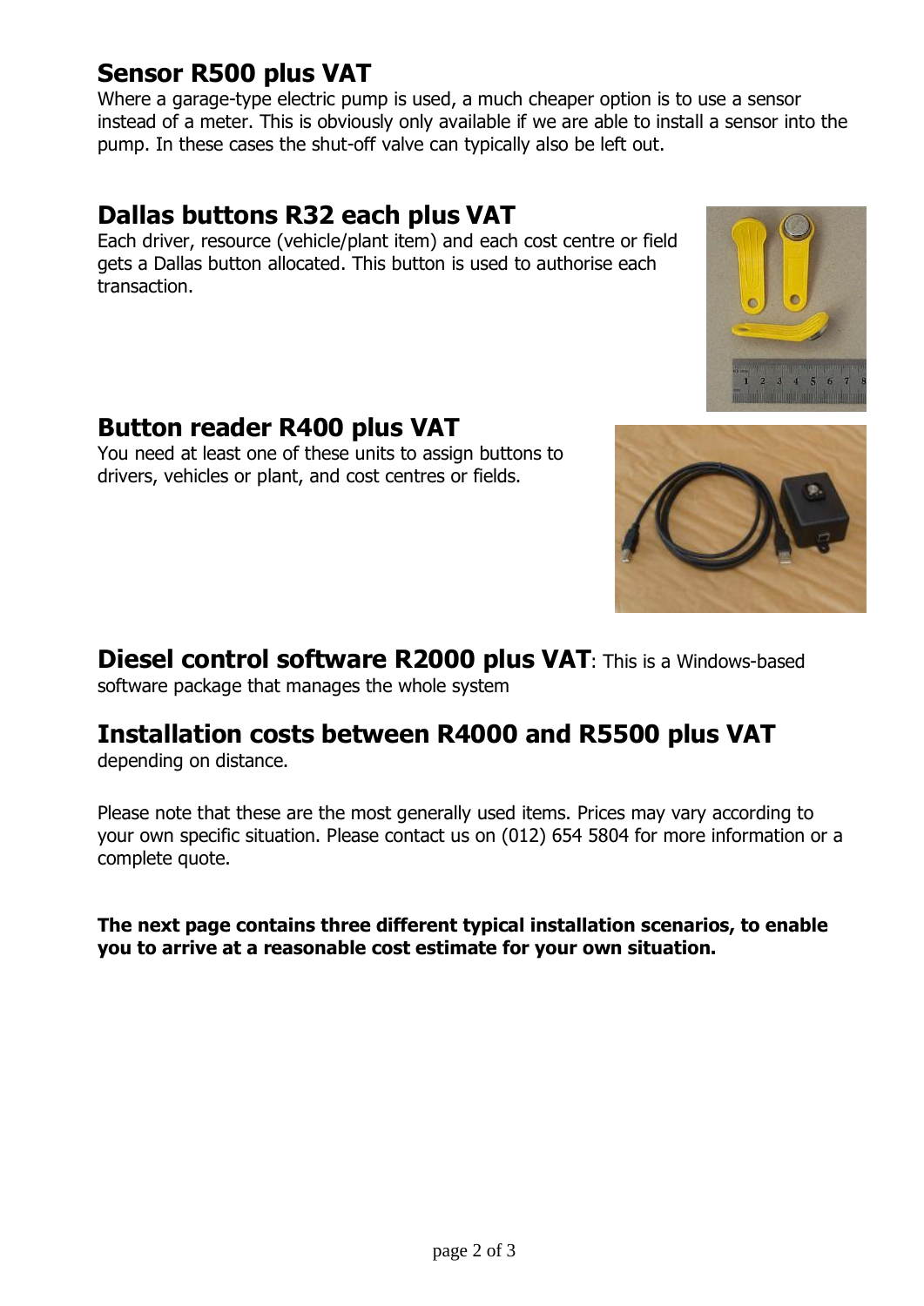## Sensor R500 plus VAT

Where a garage-type electric pump is used, a much cheaper option is to use a sensor instead of a meter. This is obviously only available if we are able to install a sensor into the pump. In these cases the shut-off valve can typically also be left out.

## Dallas buttons R32 each plus VAT

Each driver, resource (vehicle/plant item) and each cost centre or field gets a Dallas button allocated. This button is used to authorise each transaction.

## Button reader R400 plus VAT

You need at least one of these units to assign buttons to drivers, vehicles or plant, and cost centres or fields.

## Diesel control software R2000 plus VAT: This is a Windows-based software package that manages the whole system

## Installation costs between R4000 and R5500 plus VAT

depending on distance.

Please note that these are the most generally used items. Prices may vary according to your own specific situation. Please contact us on (012) 654 5804 for more information or a complete quote.

**The next page contains three different typical installation scenarios, to enable you to arrive at a reasonable cost estimate for your own situation.**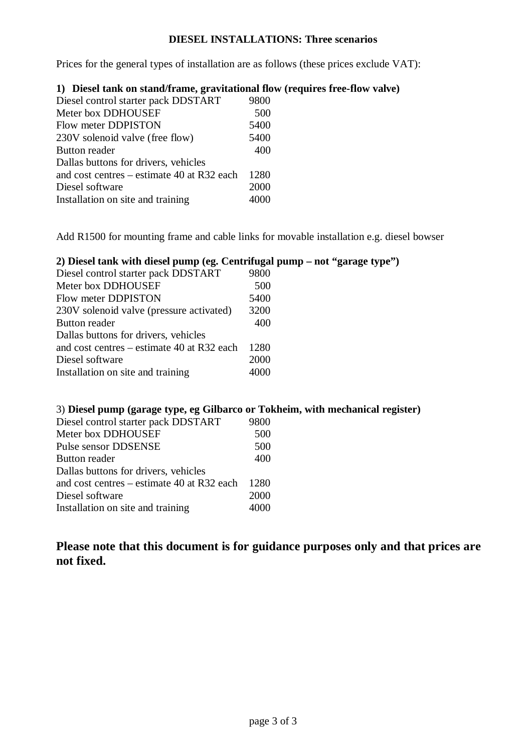**DIESEL INSTALLATIONS: Three scenarios**

Prices for the general types of installation are as follows (these prices exclude VAT):

**1) Diesel tank on stand/frame, gravitational flow (requires free-flow valve)**

| | |
|---|---|
| Diesel control starter pack DDSTART | 9800 |
| Meter box DDHOUSEF | 500 |
| Flow meter DDPISTON | 5400 |
| 230V solenoid valve (free flow) | 5400 |
| Button reader | 400 |
| Dallas buttons for drivers, vehicles and cost centres – estimate 40 at R32 each | 1280 |
| Diesel software | 2000 |
| Installation on site and training | 4000 |

Add R1500 for mounting frame and cable links for movable installation e.g. diesel bowser

**2) Diesel tank with diesel pump (eg. Centrifugal pump – not "garage type")**

| | |
|---|---|
| Diesel control starter pack DDSTART | 9800 |
| Meter box DDHOUSEF | 500 |
| Flow meter DDPISTON | 5400 |
| 230V solenoid valve (pressure activated) | 3200 |
| Button reader | 400 |
| Dallas buttons for drivers, vehicles and cost centres – estimate 40 at R32 each | 1280 |
| Diesel software | 2000 |
| Installation on site and training | 4000 |

3) **Diesel pump (garage type, eg Gilbarco or Tokheim, with mechanical register)**

| | |
|---|---|
| Diesel control starter pack DDSTART | 9800 |
| Meter box DDHOUSEF | 500 |
| Pulse sensor DDSENSE | 500 |
| Button reader | 400 |
| Dallas buttons for drivers, vehicles and cost centres – estimate 40 at R32 each | 1280 |
| Diesel software | 2000 |
| Installation on site and training | 4000 |

## Please note that this document is for guidance purposes only and that prices are not fixed.